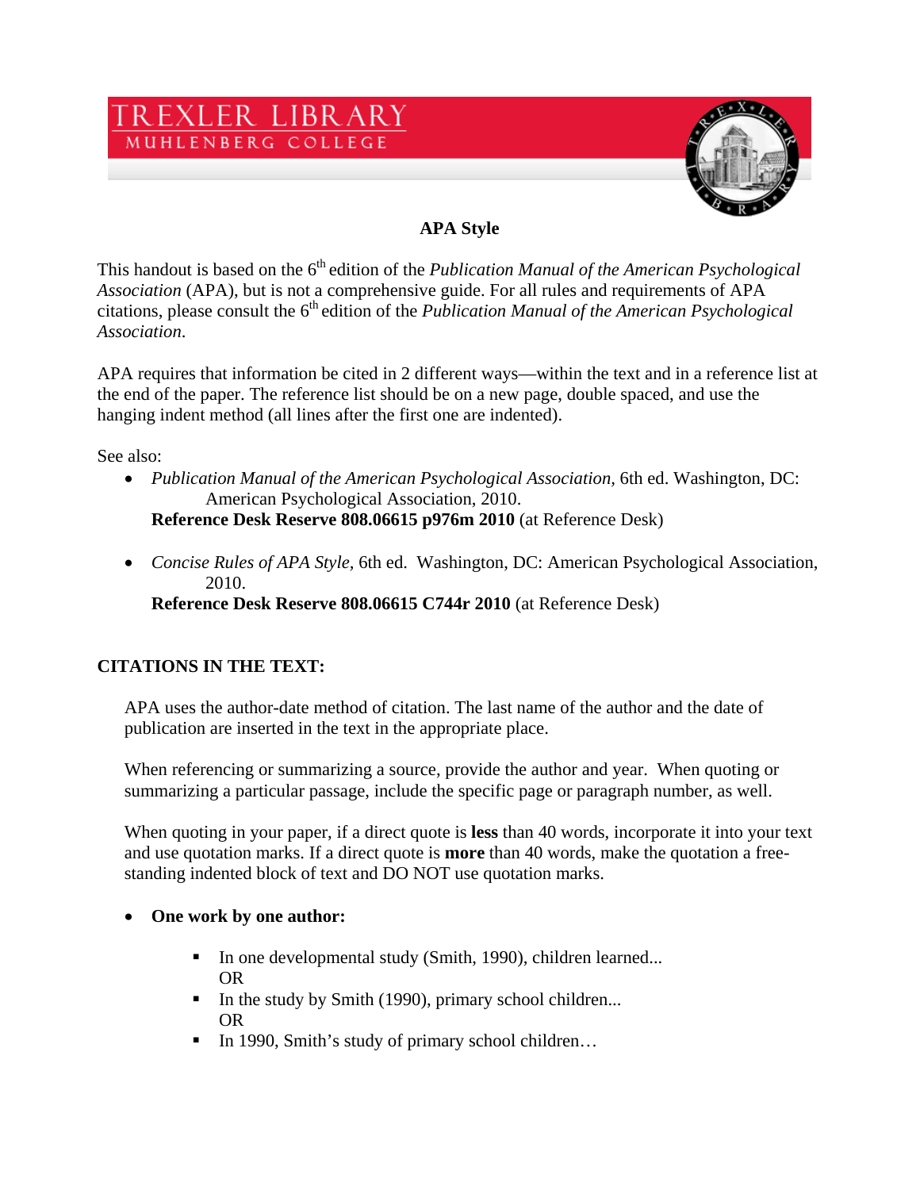# TREXLER LIBRARY
MUHLENBERG COLLEGE

## APA Style

This handout is based on the 6th edition of the *Publication Manual of the American Psychological Association* (APA), but is not a comprehensive guide. For all rules and requirements of APA citations, please consult the 6th edition of the *Publication Manual of the American Psychological Association*.

APA requires that information be cited in 2 different ways—within the text and in a reference list at the end of the paper. The reference list should be on a new page, double spaced, and use the hanging indent method (all lines after the first one are indented).

See also:

- *Publication Manual of the American Psychological Association*, 6th ed. Washington, DC: American Psychological Association, 2010.
  **Reference Desk Reserve 808.06615 p976m 2010** (at Reference Desk)

- *Concise Rules of APA Style,* 6th ed. Washington, DC: American Psychological Association, 2010.
  **Reference Desk Reserve 808.06615 C744r 2010** (at Reference Desk)

### CITATIONS IN THE TEXT:

APA uses the author-date method of citation. The last name of the author and the date of publication are inserted in the text in the appropriate place.

When referencing or summarizing a source, provide the author and year. When quoting or summarizing a particular passage, include the specific page or paragraph number, as well.

When quoting in your paper, if a direct quote is **less** than 40 words, incorporate it into your text and use quotation marks. If a direct quote is **more** than 40 words, make the quotation a free-standing indented block of text and DO NOT use quotation marks.

- **One work by one author:**
  - In one developmental study (Smith, 1990), children learned...
    OR
  - In the study by Smith (1990), primary school children...
    OR
  - In 1990, Smith's study of primary school children…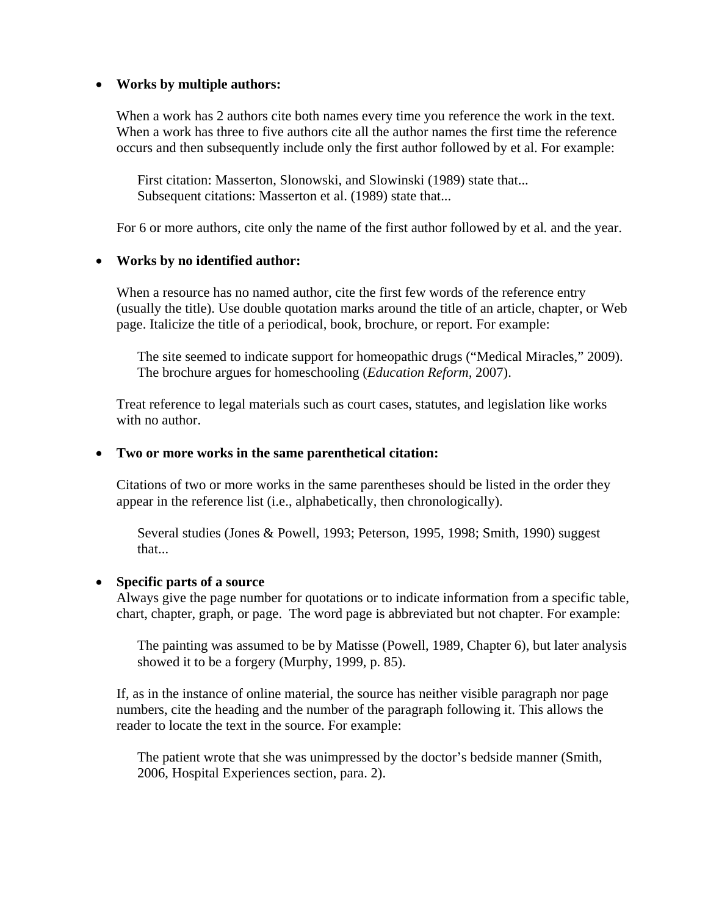- **Works by multiple authors:**

  When a work has 2 authors cite both names every time you reference the work in the text. When a work has three to five authors cite all the author names the first time the reference occurs and then subsequently include only the first author followed by et al. For example:

  > First citation: Masserton, Slonowski, and Slowinski (1989) state that...
  > Subsequent citations: Masserton et al. (1989) state that...

  For 6 or more authors, cite only the name of the first author followed by et al. and the year.

- **Works by no identified author:**

  When a resource has no named author, cite the first few words of the reference entry (usually the title). Use double quotation marks around the title of an article, chapter, or Web page. Italicize the title of a periodical, book, brochure, or report. For example:

  > The site seemed to indicate support for homeopathic drugs ("Medical Miracles," 2009).
  > The brochure argues for homeschooling (*Education Reform*, 2007).

  Treat reference to legal materials such as court cases, statutes, and legislation like works with no author.

- **Two or more works in the same parenthetical citation:**

  Citations of two or more works in the same parentheses should be listed in the order they appear in the reference list (i.e., alphabetically, then chronologically).

  > Several studies (Jones & Powell, 1993; Peterson, 1995, 1998; Smith, 1990) suggest that...

- **Specific parts of a source**

  Always give the page number for quotations or to indicate information from a specific table, chart, chapter, graph, or page. The word page is abbreviated but not chapter. For example:

  > The painting was assumed to be by Matisse (Powell, 1989, Chapter 6), but later analysis showed it to be a forgery (Murphy, 1999, p. 85).

  If, as in the instance of online material, the source has neither visible paragraph nor page numbers, cite the heading and the number of the paragraph following it. This allows the reader to locate the text in the source. For example:

  > The patient wrote that she was unimpressed by the doctor's bedside manner (Smith, 2006, Hospital Experiences section, para. 2).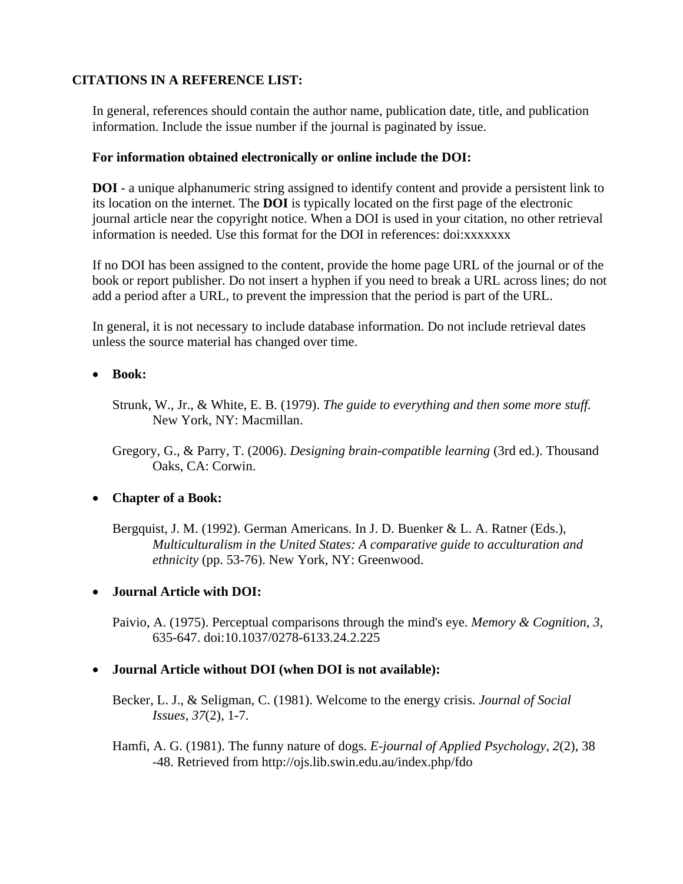## CITATIONS IN A REFERENCE LIST:

In general, references should contain the author name, publication date, title, and publication information. Include the issue number if the journal is paginated by issue.

**For information obtained electronically or online include the DOI:**

**DOI** - a unique alphanumeric string assigned to identify content and provide a persistent link to its location on the internet. The **DOI** is typically located on the first page of the electronic journal article near the copyright notice. When a DOI is used in your citation, no other retrieval information is needed. Use this format for the DOI in references: doi:xxxxxxx

If no DOI has been assigned to the content, provide the home page URL of the journal or of the book or report publisher. Do not insert a hyphen if you need to break a URL across lines; do not add a period after a URL, to prevent the impression that the period is part of the URL.

In general, it is not necessary to include database information. Do not include retrieval dates unless the source material has changed over time.

- **Book:**

  Strunk, W., Jr., & White, E. B. (1979). *The guide to everything and then some more stuff.* New York, NY: Macmillan.

  Gregory, G., & Parry, T. (2006). *Designing brain-compatible learning* (3rd ed.). Thousand Oaks, CA: Corwin.

- **Chapter of a Book:**

  Bergquist, J. M. (1992). German Americans. In J. D. Buenker & L. A. Ratner (Eds.), *Multiculturalism in the United States: A comparative guide to acculturation and ethnicity* (pp. 53-76). New York, NY: Greenwood.

- **Journal Article with DOI:**

  Paivio, A. (1975). Perceptual comparisons through the mind's eye. *Memory & Cognition*, *3*, 635-647. doi:10.1037/0278-6133.24.2.225

- **Journal Article without DOI (when DOI is not available):**

  Becker, L. J., & Seligman, C. (1981). Welcome to the energy crisis. *Journal of Social Issues*, *37*(2), 1-7.

  Hamfi, A. G. (1981). The funny nature of dogs. *E-journal of Applied Psychology*, *2*(2), 38 -48. Retrieved from http://ojs.lib.swin.edu.au/index.php/fdo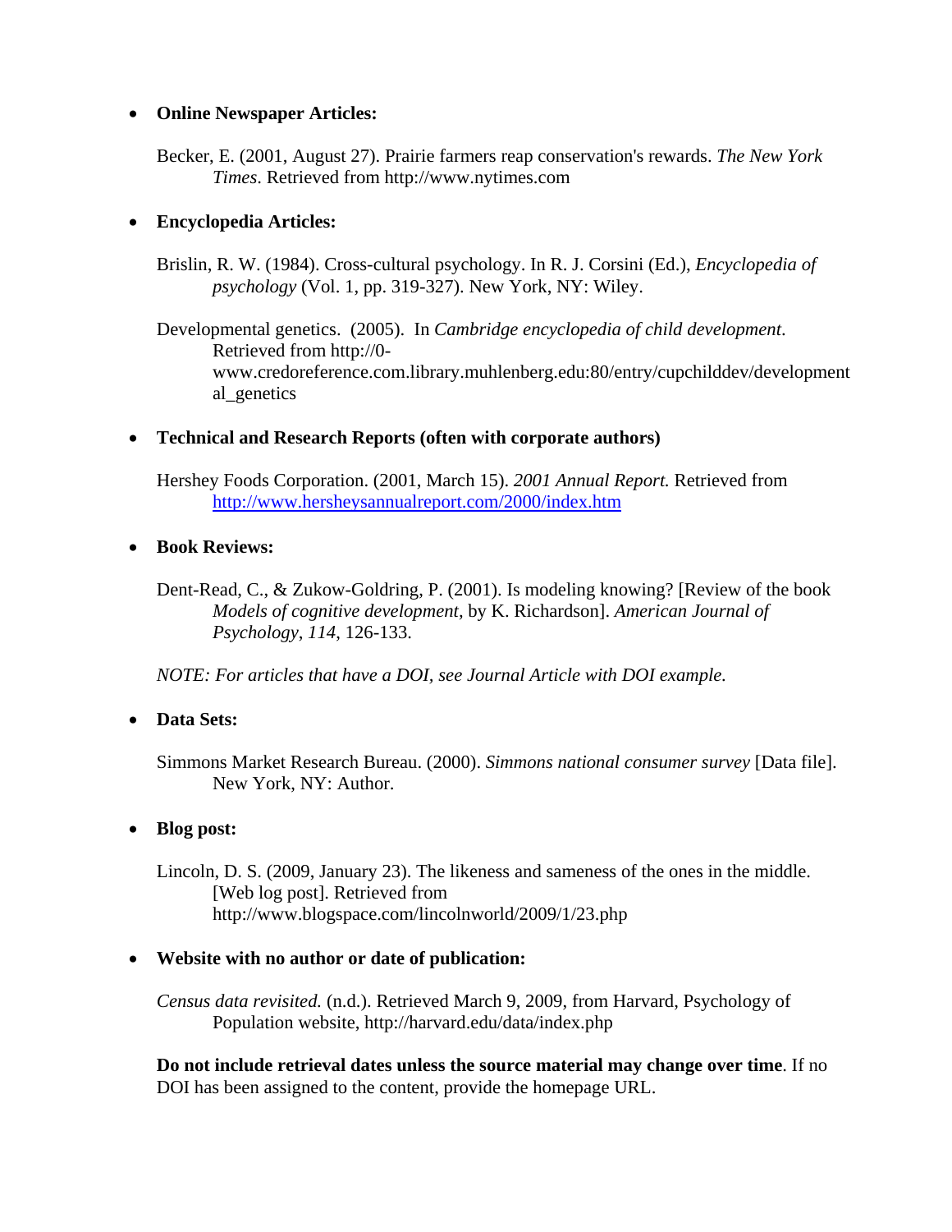- **Online Newspaper Articles:**

  Becker, E. (2001, August 27). Prairie farmers reap conservation's rewards. *The New York Times*. Retrieved from http://www.nytimes.com

- **Encyclopedia Articles:**

  Brislin, R. W. (1984). Cross-cultural psychology. In R. J. Corsini (Ed.), *Encyclopedia of psychology* (Vol. 1, pp. 319-327). New York, NY: Wiley.

  Developmental genetics. (2005). In *Cambridge encyclopedia of child development*. Retrieved from http://0-www.credoreference.com.library.muhlenberg.edu:80/entry/cupchilddev/developmental_genetics

- **Technical and Research Reports (often with corporate authors)**

  Hershey Foods Corporation. (2001, March 15). *2001 Annual Report.* Retrieved from http://www.hersheysannualreport.com/2000/index.htm

- **Book Reviews:**

  Dent-Read, C., & Zukow-Goldring, P. (2001). Is modeling knowing? [Review of the book *Models of cognitive development,* by K. Richardson]. *American Journal of Psychology*, *114*, 126-133.

  *NOTE: For articles that have a DOI, see Journal Article with DOI example.*

- **Data Sets:**

  Simmons Market Research Bureau. (2000). *Simmons national consumer survey* [Data file]. New York, NY: Author.

- **Blog post:**

  Lincoln, D. S. (2009, January 23). The likeness and sameness of the ones in the middle. [Web log post]. Retrieved from http://www.blogspace.com/lincolnworld/2009/1/23.php

- **Website with no author or date of publication:**

  *Census data revisited.* (n.d.). Retrieved March 9, 2009, from Harvard, Psychology of Population website, http://harvard.edu/data/index.php

  **Do not include retrieval dates unless the source material may change over time**. If no DOI has been assigned to the content, provide the homepage URL.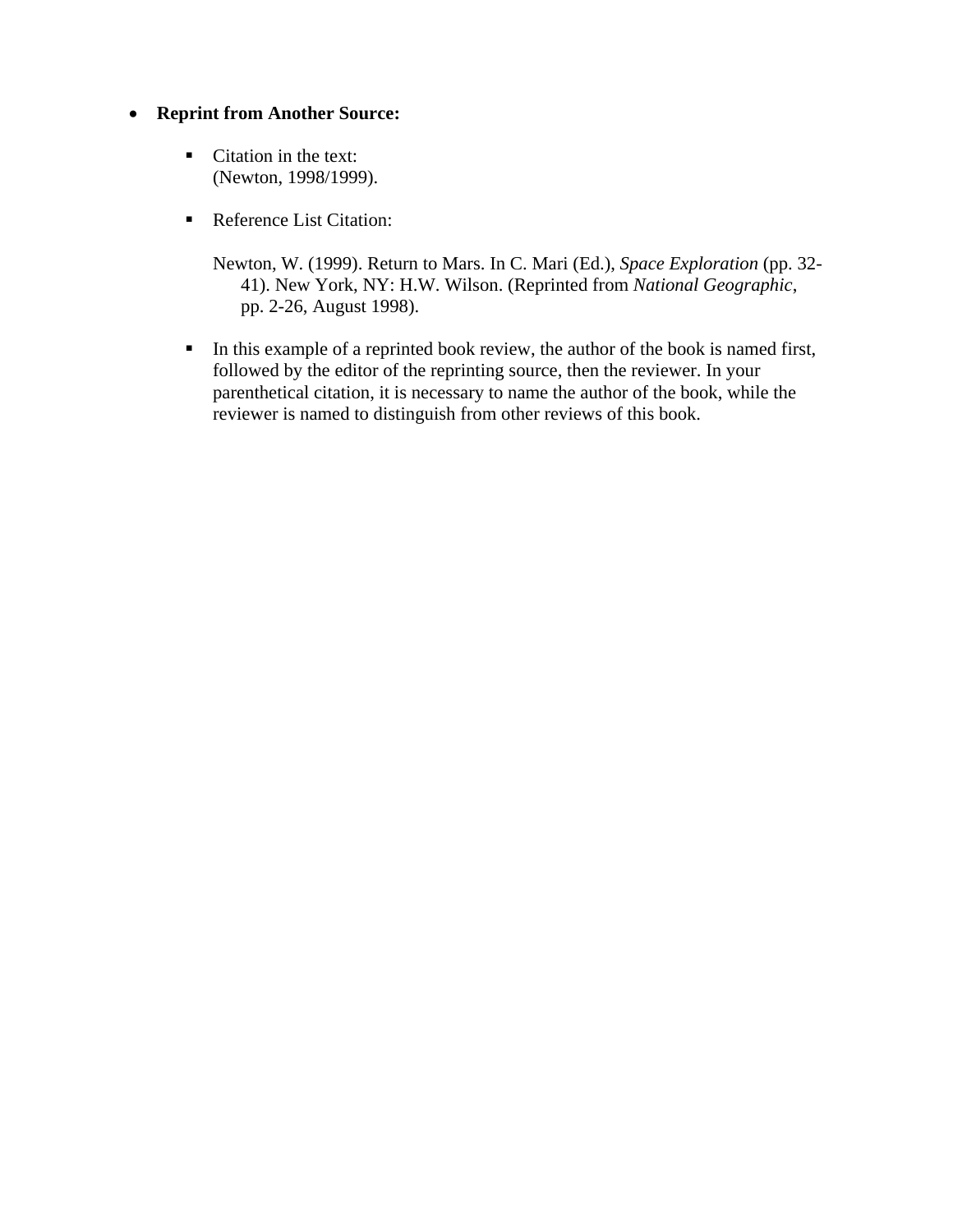- **Reprint from Another Source:**

  - Citation in the text:
    (Newton, 1998/1999).

  - Reference List Citation:

    Newton, W. (1999). Return to Mars. In C. Mari (Ed.), *Space Exploration* (pp. 32-41). New York, NY: H.W. Wilson. (Reprinted from *National Geographic*, pp. 2-26, August 1998).

  - In this example of a reprinted book review, the author of the book is named first, followed by the editor of the reprinting source, then the reviewer. In your parenthetical citation, it is necessary to name the author of the book, while the reviewer is named to distinguish from other reviews of this book.